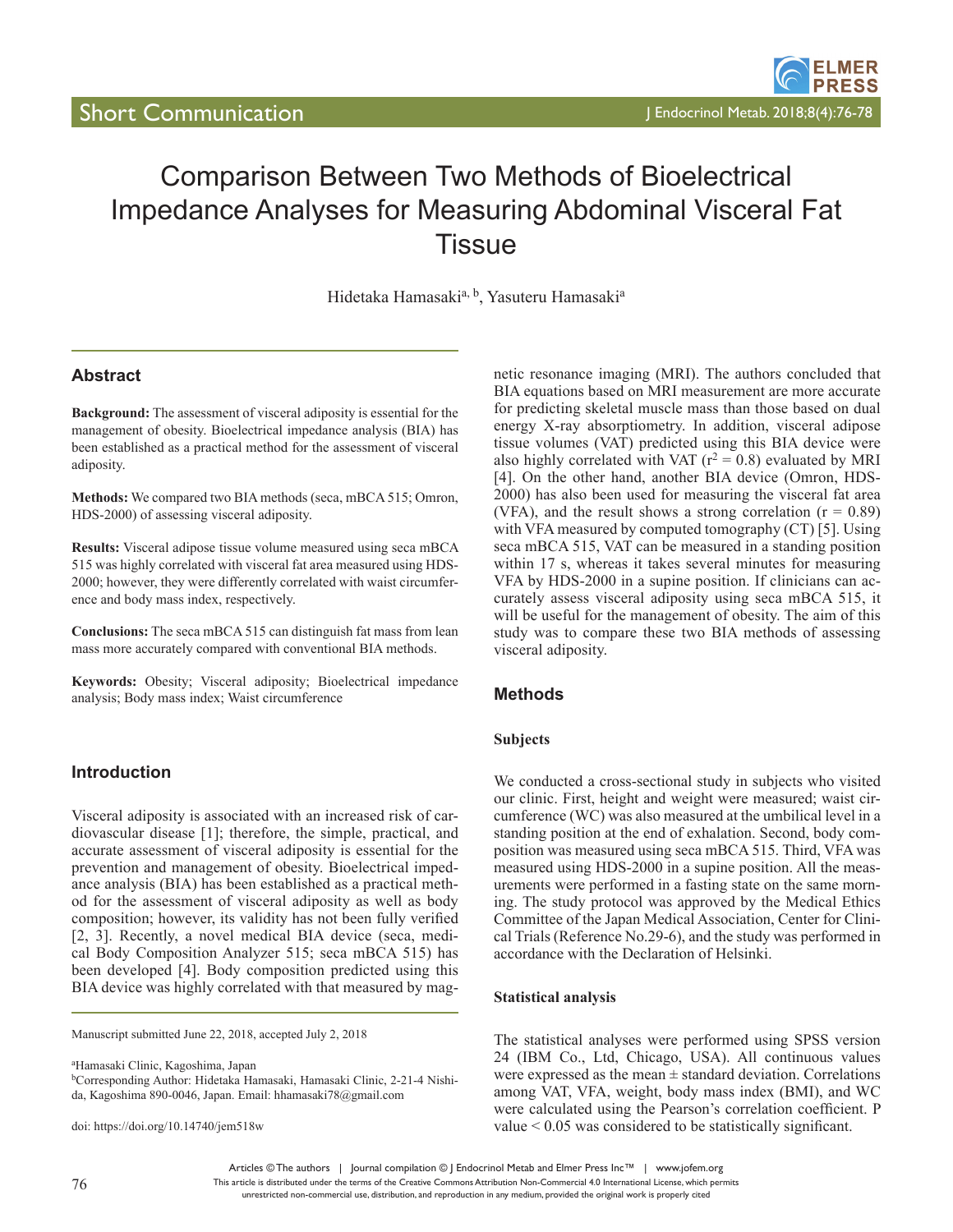# Comparison Between Two Methods of Bioelectrical Impedance Analyses for Measuring Abdominal Visceral Fat Tissue

Hidetaka Hamasaki[a, b], Yasuteru Hamasaki[a]

## Abstract

**Background:** The assessment of visceral adiposity is essential for the management of obesity. Bioelectrical impedance analysis (BIA) has been established as a practical method for the assessment of visceral adiposity.

**Methods:** We compared two BIA methods (seca, mBCA 515; Omron, HDS-2000) of assessing visceral adiposity.

**Results:** Visceral adipose tissue volume measured using seca mBCA 515 was highly correlated with visceral fat area measured using HDS-2000; however, they were differently correlated with waist circumference and body mass index, respectively.

**Conclusions:** The seca mBCA 515 can distinguish fat mass from lean mass more accurately compared with conventional BIA methods.

**Keywords:** Obesity; Visceral adiposity; Bioelectrical impedance analysis; Body mass index; Waist circumference

## Introduction

Visceral adiposity is associated with an increased risk of cardiovascular disease [1]; therefore, the simple, practical, and accurate assessment of visceral adiposity is essential for the prevention and management of obesity. Bioelectrical impedance analysis (BIA) has been established as a practical method for the assessment of visceral adiposity as well as body composition; however, its validity has not been fully verified [2, 3]. Recently, a novel medical BIA device (seca, medical Body Composition Analyzer 515; seca mBCA 515) has been developed [4]. Body composition predicted using this BIA device was highly correlated with that measured by magnetic resonance imaging (MRI). The authors concluded that BIA equations based on MRI measurement are more accurate for predicting skeletal muscle mass than those based on dual energy X-ray absorptiometry. In addition, visceral adipose tissue volumes (VAT) predicted using this BIA device were also highly correlated with VAT ($r^2 = 0.8$) evaluated by MRI [4]. On the other hand, another BIA device (Omron, HDS-2000) has also been used for measuring the visceral fat area (VFA), and the result shows a strong correlation ($r = 0.89$) with VFA measured by computed tomography (CT) [5]. Using seca mBCA 515, VAT can be measured in a standing position within 17 s, whereas it takes several minutes for measuring VFA by HDS-2000 in a supine position. If clinicians can accurately assess visceral adiposity using seca mBCA 515, it will be useful for the management of obesity. The aim of this study was to compare these two BIA methods of assessing visceral adiposity.

## Methods

### Subjects

We conducted a cross-sectional study in subjects who visited our clinic. First, height and weight were measured; waist circumference (WC) was also measured at the umbilical level in a standing position at the end of exhalation. Second, body composition was measured using seca mBCA 515. Third, VFA was measured using HDS-2000 in a supine position. All the measurements were performed in a fasting state on the same morning. The study protocol was approved by the Medical Ethics Committee of the Japan Medical Association, Center for Clinical Trials (Reference No.29-6), and the study was performed in accordance with the Declaration of Helsinki.

### Statistical analysis

The statistical analyses were performed using SPSS version 24 (IBM Co., Ltd, Chicago, USA). All continuous values were expressed as the mean ± standard deviation. Correlations among VAT, VFA, weight, body mass index (BMI), and WC were calculated using the Pearson's correlation coefficient. P value < 0.05 was considered to be statistically significant.

Manuscript submitted June 22, 2018, accepted July 2, 2018

[a]Hamasaki Clinic, Kagoshima, Japan

[b]Corresponding Author: Hidetaka Hamasaki, Hamasaki Clinic, 2-21-4 Nishida, Kagoshima 890-0046, Japan. Email: hhamasaki78@gmail.com

doi: https://doi.org/10.14740/jem518w

Articles © The authors | Journal compilation © J Endocrinol Metab and Elmer Press Inc™ | www.jofem.org

This article is distributed under the terms of the Creative Commons Attribution Non-Commercial 4.0 International License, which permits unrestricted non-commercial use, distribution, and reproduction in any medium, provided the original work is properly cited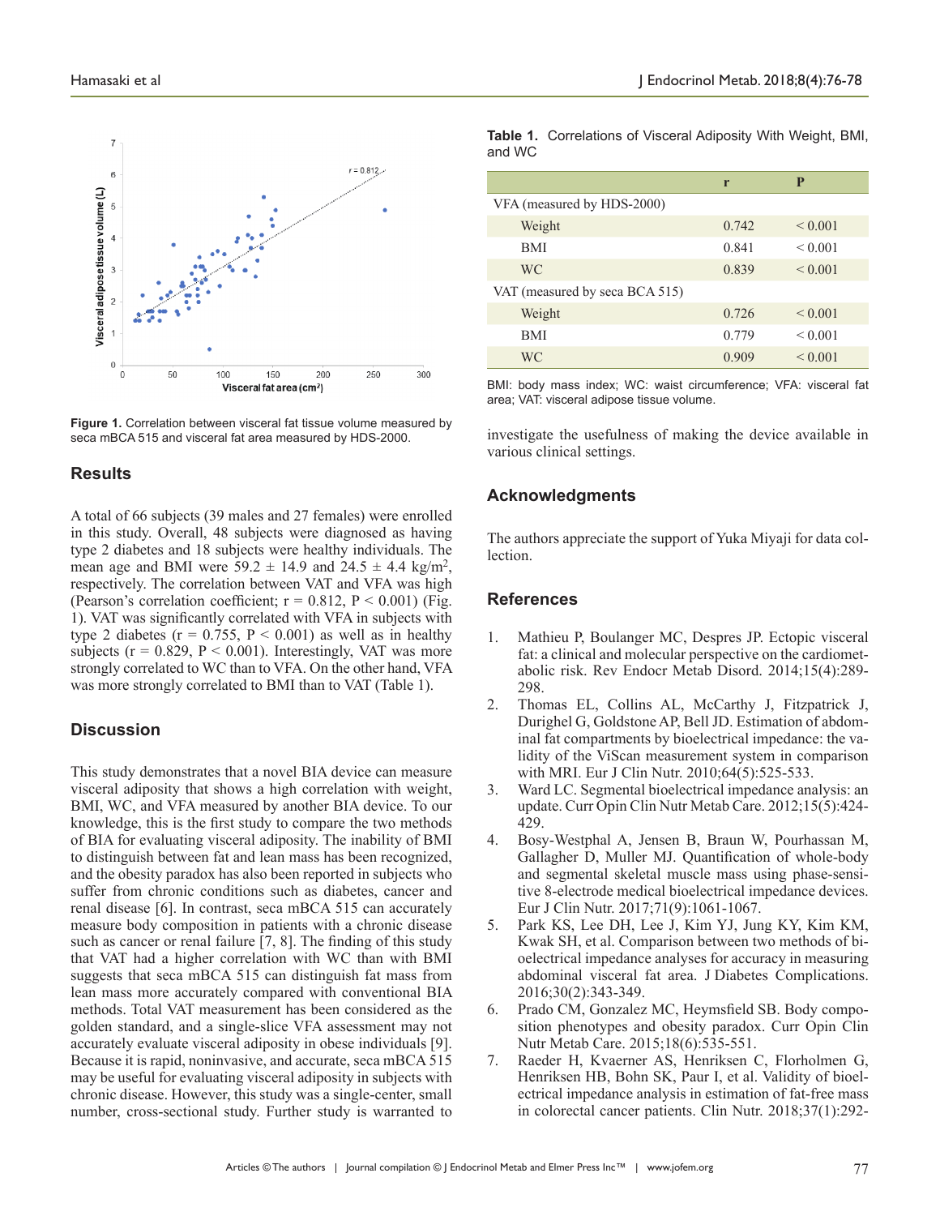Figure 1. Correlation between visceral fat tissue volume measured by seca mBCA 515 and visceral fat area measured by HDS-2000.

## Results

A total of 66 subjects (39 males and 27 females) were enrolled in this study. Overall, 48 subjects were diagnosed as having type 2 diabetes and 18 subjects were healthy individuals. The mean age and BMI were 59.2 ± 14.9 and 24.5 ± 4.4 kg/m$^2$, respectively. The correlation between VAT and VFA was high (Pearson's correlation coefficient; $r = 0.812$, $P < 0.001$) (Fig. 1). VAT was significantly correlated with VFA in subjects with type 2 diabetes ($r = 0.755$, $P < 0.001$) as well as in healthy subjects ($r = 0.829$, $P < 0.001$). Interestingly, VAT was more strongly correlated to WC than to VFA. On the other hand, VFA was more strongly correlated to BMI than to VAT (Table 1).

## Discussion

This study demonstrates that a novel BIA device can measure visceral adiposity that shows a high correlation with weight, BMI, WC, and VFA measured by another BIA device. To our knowledge, this is the first study to compare the two methods of BIA for evaluating visceral adiposity. The inability of BMI to distinguish between fat and lean mass has been recognized, and the obesity paradox has also been reported in subjects who suffer from chronic conditions such as diabetes, cancer and renal disease [6]. In contrast, seca mBCA 515 can accurately measure body composition in patients with a chronic disease such as cancer or renal failure [7, 8]. The finding of this study that VAT had a higher correlation with WC than with BMI suggests that seca mBCA 515 can distinguish fat mass from lean mass more accurately compared with conventional BIA methods. Total VAT measurement has been considered as the golden standard, and a single-slice VFA assessment may not accurately evaluate visceral adiposity in obese individuals [9]. Because it is rapid, noninvasive, and accurate, seca mBCA 515 may be useful for evaluating visceral adiposity in subjects with chronic disease. However, this study was a single-center, small number, cross-sectional study. Further study is warranted to investigate the usefulness of making the device available in various clinical settings.

**Table 1.** Correlations of Visceral Adiposity With Weight, BMI, and WC

| | r | P |
|---|---|---|
| VFA (measured by HDS-2000) | | |
| Weight | 0.742 | < 0.001 |
| BMI | 0.841 | < 0.001 |
| WC | 0.839 | < 0.001 |
| VAT (measured by seca BCA 515) | | |
| Weight | 0.726 | < 0.001 |
| BMI | 0.779 | < 0.001 |
| WC | 0.909 | < 0.001 |

BMI: body mass index; WC: waist circumference; VFA: visceral fat area; VAT: visceral adipose tissue volume.

## Acknowledgments

The authors appreciate the support of Yuka Miyaji for data collection.

## References

1. Mathieu P, Boulanger MC, Despres JP. Ectopic visceral fat: a clinical and molecular perspective on the cardiometabolic risk. Rev Endocr Metab Disord. 2014;15(4):289-298.
2. Thomas EL, Collins AL, McCarthy J, Fitzpatrick J, Durighel G, Goldstone AP, Bell JD. Estimation of abdominal fat compartments by bioelectrical impedance: the validity of the ViScan measurement system in comparison with MRI. Eur J Clin Nutr. 2010;64(5):525-533.
3. Ward LC. Segmental bioelectrical impedance analysis: an update. Curr Opin Clin Nutr Metab Care. 2012;15(5):424-429.
4. Bosy-Westphal A, Jensen B, Braun W, Pourhassan M, Gallagher D, Muller MJ. Quantification of whole-body and segmental skeletal muscle mass using phase-sensitive 8-electrode medical bioelectrical impedance devices. Eur J Clin Nutr. 2017;71(9):1061-1067.
5. Park KS, Lee DH, Lee J, Kim YJ, Jung KY, Kim KM, Kwak SH, et al. Comparison between two methods of bioelectrical impedance analyses for accuracy in measuring abdominal visceral fat area. J Diabetes Complications. 2016;30(2):343-349.
6. Prado CM, Gonzalez MC, Heymsfield SB. Body composition phenotypes and obesity paradox. Curr Opin Clin Nutr Metab Care. 2015;18(6):535-551.
7. Raeder H, Kvaerner AS, Henriksen C, Florholmen G, Henriksen HB, Bohn SK, Paur I, et al. Validity of bioelectrical impedance analysis in estimation of fat-free mass in colorectal cancer patients. Clin Nutr. 2018;37(1):292-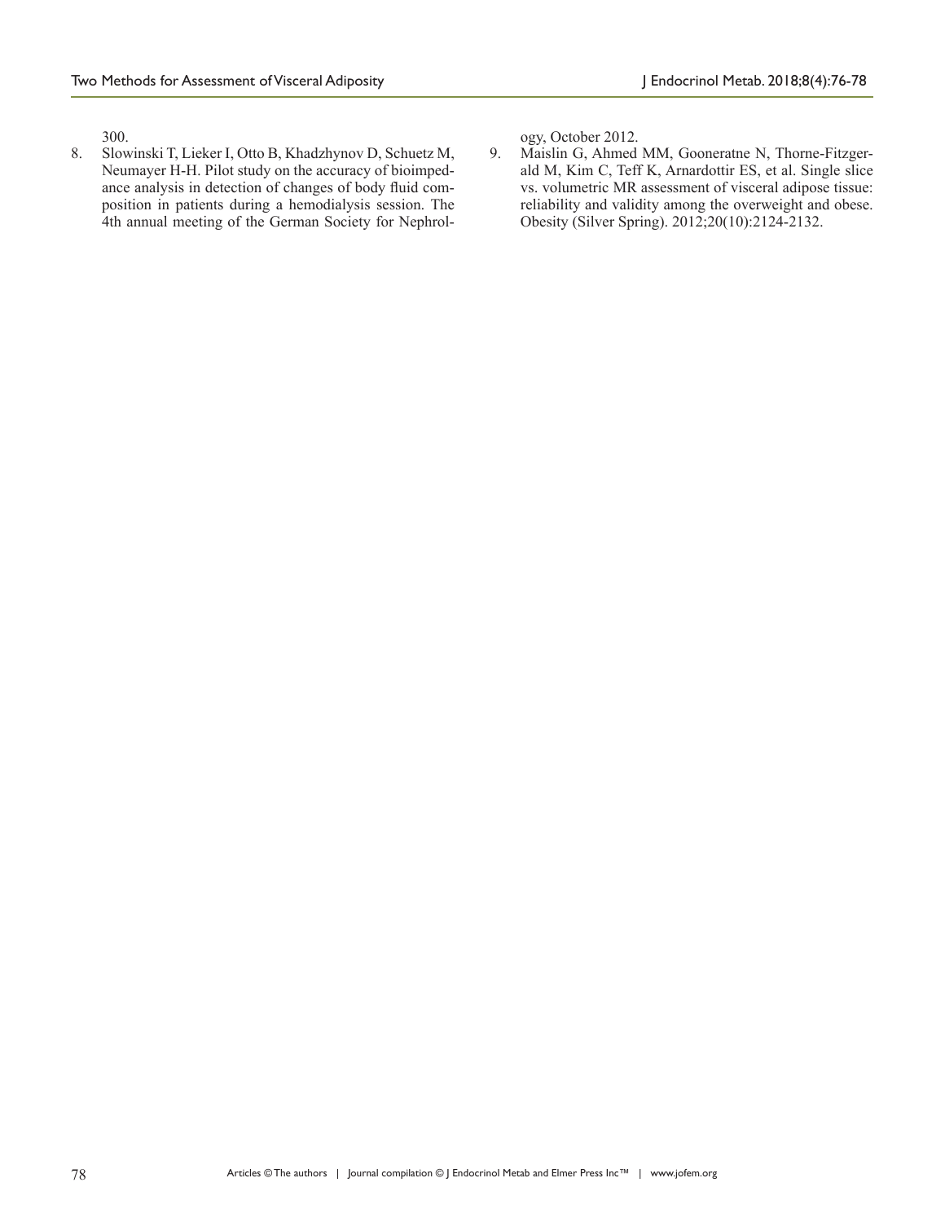300.

8. Slowinski T, Lieker I, Otto B, Khadzhynov D, Schuetz M, Neumayer H-H. Pilot study on the accuracy of bioimpedance analysis in detection of changes of body fluid composition in patients during a hemodialysis session. The 4th annual meeting of the German Society for Nephrology, October 2012.
9. Maislin G, Ahmed MM, Gooneratne N, Thorne-Fitzgerald M, Kim C, Teff K, Arnardottir ES, et al. Single slice vs. volumetric MR assessment of visceral adipose tissue: reliability and validity among the overweight and obese. Obesity (Silver Spring). 2012;20(10):2124-2132.